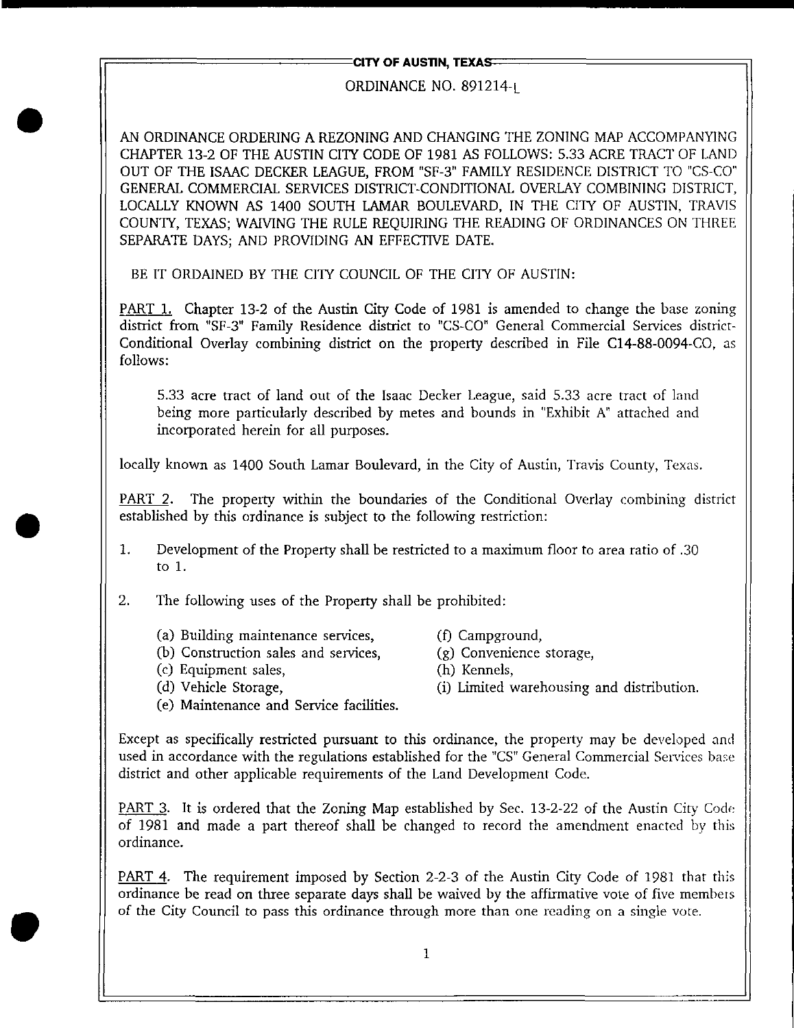**CITY OF AUSTIN, TEXAS**

ORDINANCE NO. 891214-L

AN ORDINANCE ORDERING A REZONING AND CHANGING THE ZONING MAP ACCOMPANYING CHAPTER 13-2 OF THE AUSTIN CITY CODE OF 1981 AS FOLLOWS: 5.33 ACRE TRACT OF LAND OUT OF THE ISAAC DECKER LEAGUE, FROM "SF-3" FAMILY RESIDENCE DISTRICT TO "CS-CO" GENERAL COMMERCIAL SERVICES DISTRICT-CONDITIONAL OVERLAY COMBINING DISTRICT, LOCALLY KNOWN AS 1400 SOUTH LAMAR BOULEVARD, IN THE CITY OF AUSTIN, TRAVIS COUNTY, TEXAS; WAIVING THE RULE REQUIRING THE READING OF ORDINANCES ON THREE SEPARATE DAYS; AND PROVIDING AN EFFECTIVE DATE.

BE IT ORDAINED BY THE CITY COUNCIL OF THE CITY OF AUSTIN:

PART 1. Chapter 13-2 of the Austin City Code of 1981 is amended to change the base zoning district from "SF-3" Family Residence district to "CS-CO" General Commercial Services district-Conditional Overlay combining district on the property described in File C14-88-0094-CO, as follows:

> 5.33 acre tract of land out of the Isaac Decker League, said 5.33 acre tract of land being more particularly described by metes and bounds in "Exhibit A" attached and incorporated herein for all purposes.

locally known as 1400 South Lamar Boulevard, in the City of Austin, Travis County, Texas.

PART 2. The property within the boundaries of the Conditional Overlay combining district established by this ordinance is subject to the following restriction:

1. Development of the Property shall be restricted to a maximum floor to area ratio of .30 to 1.

2. The following uses of the Property shall be prohibited:

   (a) Building maintenance services,
   (b) Construction sales and services,
   (c) Equipment sales,
   (d) Vehicle Storage,
   (e) Maintenance and Service facilities.
   (f) Campground,
   (g) Convenience storage,
   (h) Kennels,
   (i) Limited warehousing and distribution.

Except as specifically restricted pursuant to this ordinance, the property may be developed and used in accordance with the regulations established for the "CS" General Commercial Services base district and other applicable requirements of the Land Development Code.

PART 3. It is ordered that the Zoning Map established by Sec. 13-2-22 of the Austin City Code of 1981 and made a part thereof shall be changed to record the amendment enacted by this ordinance.

PART 4. The requirement imposed by Section 2-2-3 of the Austin City Code of 1981 that this ordinance be read on three separate days shall be waived by the affirmative vote of five members of the City Council to pass this ordinance through more than one reading on a single vote.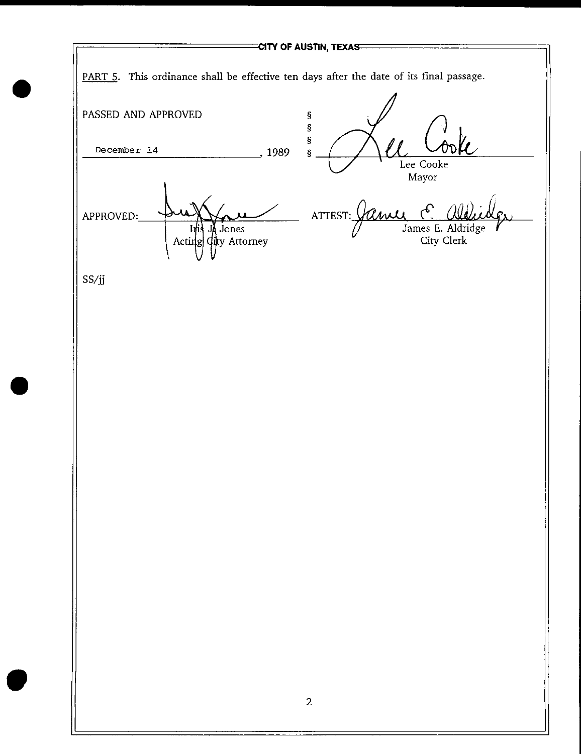CITY OF AUSTIN, TEXAS

PART 5. This ordinance shall be effective ten days after the date of its final passage.

PASSED AND APPROVED

December 14, 1989

§
§
§
§

Lee Cooke
Mayor

APPROVED: Iris J. Jones
Acting City Attorney

ATTEST: James E. Aldridge
City Clerk

SS/jj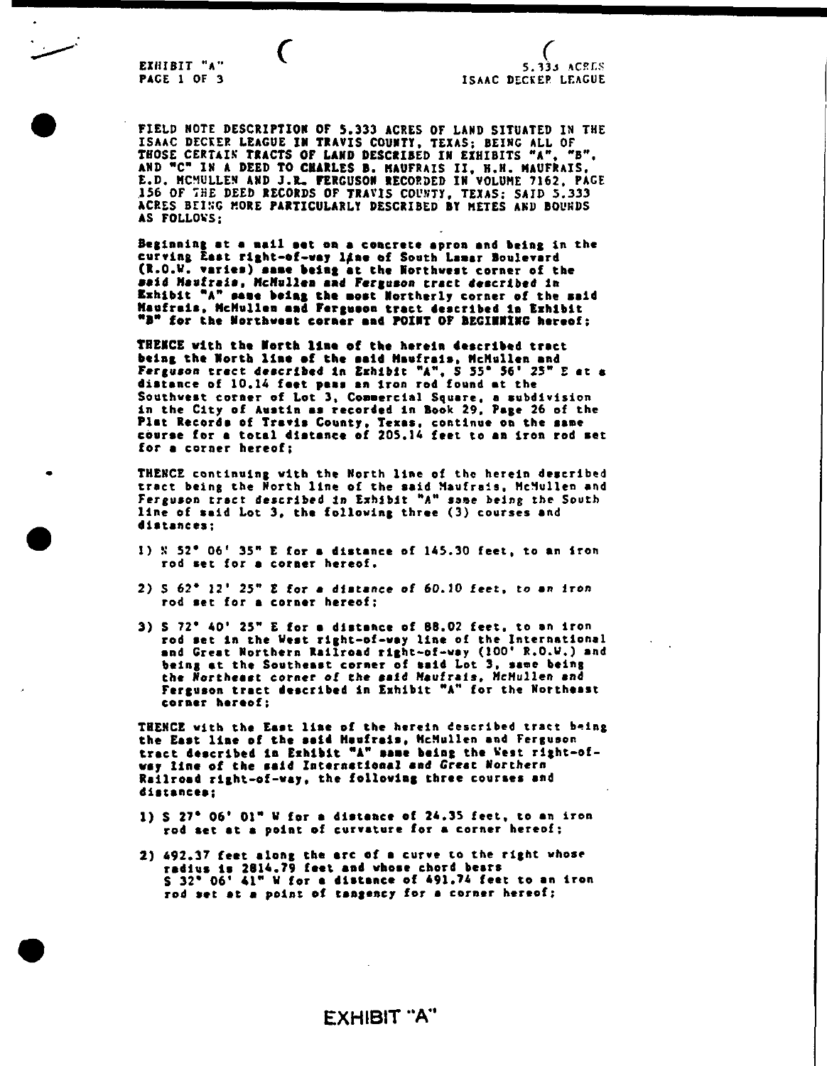EXHIBIT "A"
PAGE 1 OF 3

5.333 ACRES
ISAAC DECKER LEAGUE

FIELD NOTE DESCRIPTION OF 5.333 ACRES OF LAND SITUATED IN THE ISAAC DECKER LEAGUE IN TRAVIS COUNTY, TEXAS; BEING ALL OF THOSE CERTAIN TRACTS OF LAND DESCRIBED IN EXHIBITS "A", "B", AND "C" IN A DEED TO CHARLES B. MAUFRAIS II, H.H. MAUFRAIS, E.D. MCMULLEN AND J.R. FERGUSON RECORDED IN VOLUME 7162, PAGE 156 OF THE DEED RECORDS OF TRAVIS COUNTY, TEXAS; SAID 5.333 ACRES BEING MORE PARTICULARLY DESCRIBED BY METES AND BOUNDS AS FOLLOWS;

Beginning at a nail set on a concrete apron and being in the curving East right-of-way line of South Lamar Boulevard (R.O.W. varies) same being at the Northwest corner of the said Maufrais, McMullen and Ferguson tract described in Exhibit "A" same being the most Northerly corner of the said Maufrais, McMullen and Ferguson tract described in Exhibit "B" for the Northwest corner and POINT OF BEGINNING hereof;

THENCE with the North line of the herein described tract being the North line of the said Maufrais, McMullen and Ferguson tract described in Exhibit "A", S 55° 56' 25" E at a distance of 10.14 feet pass an iron rod found at the Southwest corner of Lot 3, Commercial Square, a subdivision in the City of Austin as recorded in Book 29, Page 26 of the Plat Records of Travis County, Texas, continue on the same course for a total distance of 205.14 feet to an iron rod set for a corner hereof;

THENCE continuing with the North line of the herein described tract being the North line of the said Maufrais, McMullen and Ferguson tract described in Exhibit "A" same being the South line of said Lot 3, the following three (3) courses and distances;

1) N 52° 06' 35" E for a distance of 145.30 feet, to an iron rod set for a corner hereof.

2) S 62° 12' 25" E for a distance of 60.10 feet, to an iron rod set for a corner hereof;

3) S 72° 40' 25" E for a distance of 88.02 feet, to an iron rod set in the West right-of-way line of the International and Great Northern Railroad right-of-way (100' R.O.W.) and being at the Southeast corner of said Lot 3, same being the Northeast corner of the said Maufrais, McMullen and Ferguson tract described in Exhibit "A" for the Northeast corner hereof;

THENCE with the East line of the herein described tract being the East line of the said Maufrais, McMullen and Ferguson tract described in Exhibit "A" same being the West right-of-way line of the said International and Great Northern Railroad right-of-way, the following three courses and distances;

1) S 27° 06' 01" W for a distance of 24.35 feet, to an iron rod set at a point of curvature for a corner hereof;

2) 492.37 feet along the arc of a curve to the right whose radius is 2814.79 feet and whose chord bears S 32° 06' 41" W for a distance of 491.74 feet to an iron rod set at a point of tangency for a corner hereof;

EXHIBIT "A"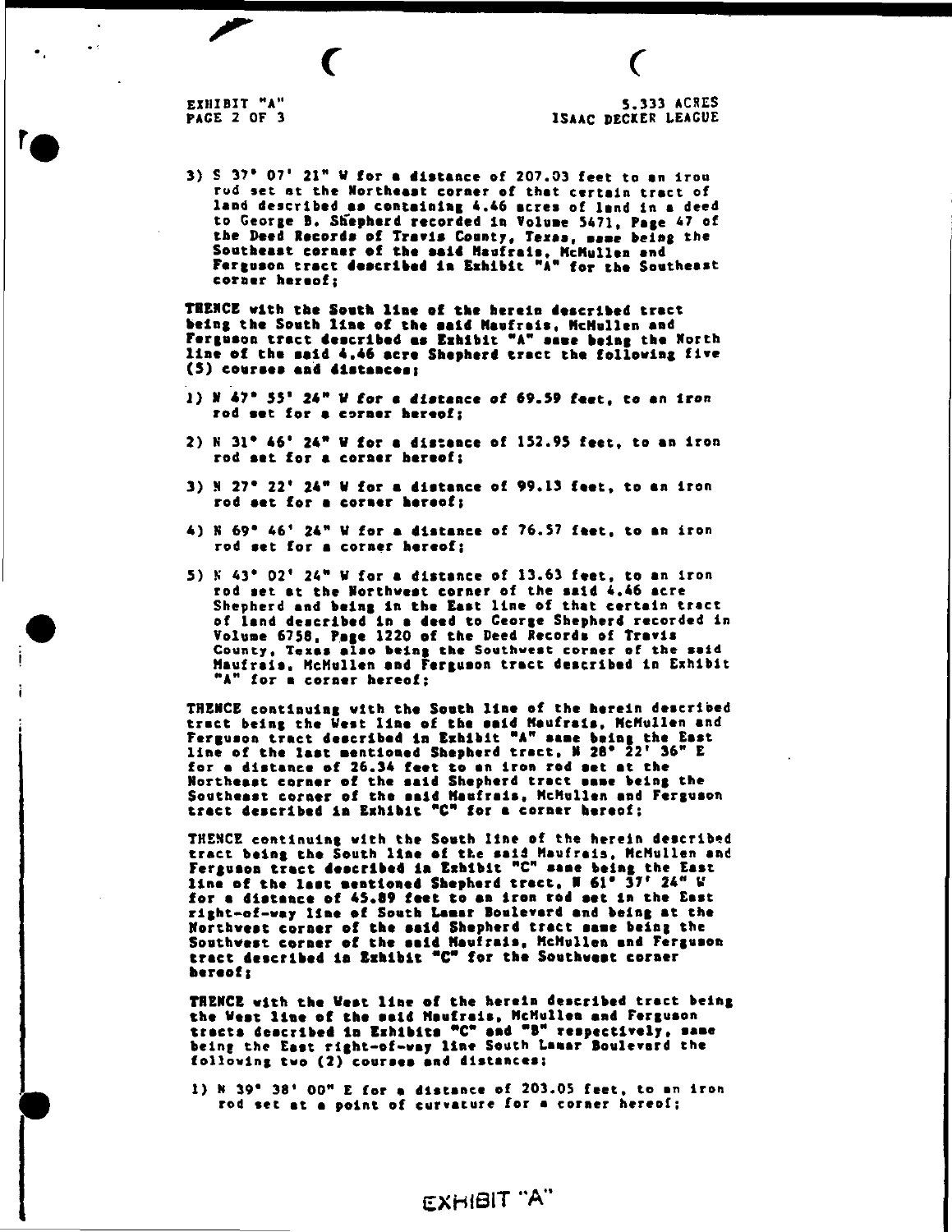EXHIBIT "A"
PAGE 2 OF 3

5.333 ACRES
ISAAC DECKER LEAGUE

3) S 37° 07' 21" W for a distance of 207.03 feet to an iron rod set at the Northeast corner of that certain tract of land described as containing 4.46 acres of land in a deed to George B. Shepherd recorded in Volume 5471, Page 47 of the Deed Records of Travis County, Texas, same being the Southeast corner of the said Maufrais, McMullen and Ferguson tract described in Exhibit "A" for the Southeast corner hereof;

THENCE with the South line of the herein described tract being the South line of the said Maufrais, McMullen and Ferguson tract described as Exhibit "A" same being the North line of the said 4.46 acre Shepherd tract the following five (5) courses and distances;

1) N 47° 55' 24" W for a distance of 69.59 feet, to an iron rod set for a corner hereof;

2) N 31° 46' 24" W for a distance of 152.95 feet, to an iron rod set for a corner hereof;

3) N 27° 22' 24" W for a distance of 99.13 feet, to an iron rod set for a corner hereof;

4) N 69° 46' 24" W for a distance of 76.57 feet, to an iron rod set for a corner hereof;

5) N 43° 02' 24" W for a distance of 13.63 feet, to an iron rod set at the Northwest corner of the said 4.46 acre Shepherd and being in the East line of that certain tract of land described in a deed to George Shepherd recorded in Volume 6758, Page 1220 of the Deed Records of Travis County, Texas also being the Southwest corner of the said Maufrais, McMullen and Ferguson tract described in Exhibit "A" for a corner hereof;

THENCE continuing with the South line of the herein described tract being the West line of the said Maufrais, McMullen and Ferguson tract described in Exhibit "A" same being the East line of the last mentioned Shepherd tract, N 28° 22' 36" E for a distance of 26.34 feet to an iron rod set at the Northeast corner of the said Shepherd tract same being the Southeast corner of the said Maufrais, McMullen and Ferguson tract described in Exhibit "C" for a corner hereof;

THENCE continuing with the South line of the herein described tract being the South line of the said Maufrais, McMullen and Ferguson tract described in Exhibit "C" same being the East line of the last mentioned Shepherd tract, N 61° 37' 24" W for a distance of 45.89 feet to an iron rod set in the East right-of-way line of South Lamar Boulevard and being at the Northwest corner of the said Shepherd tract same being the Southwest corner of the said Maufrais, McMullen and Ferguson tract described in Exhibit "C" for the Southwest corner hereof;

THENCE with the West line of the herein described tract being the West line of the said Maufrais, McMullen and Ferguson tracts described in Exhibits "C" and "B" respectively, same being the East right-of-way line South Lamar Boulevard the following two (2) courses and distances;

1) N 39° 38' 00" E for a distance of 203.05 feet, to an iron rod set at a point of curvature for a corner hereof;

EXHIBIT "A"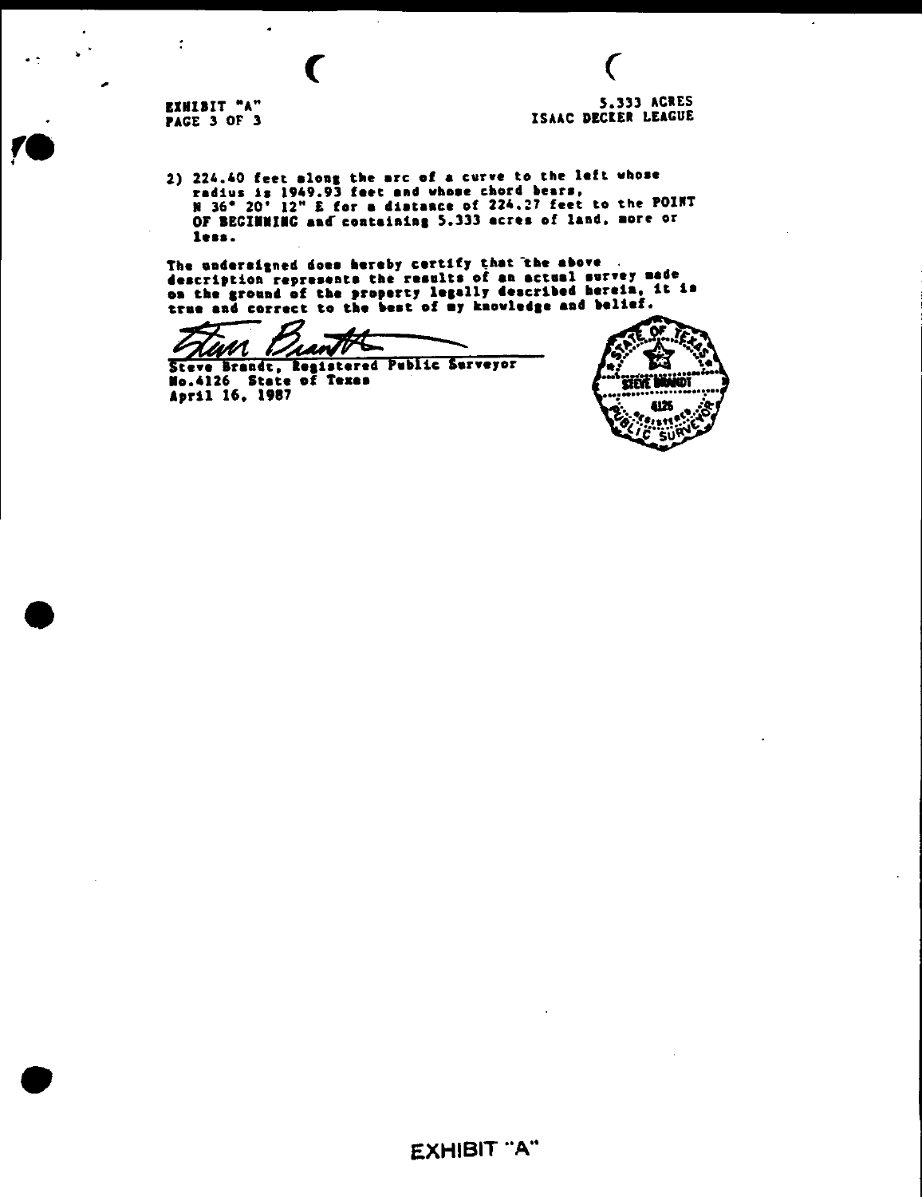EXHIBIT "A"
PAGE 3 OF 3

5.333 ACRES
ISAAC DECKER LEAGUE

2) 224.40 feet along the arc of a curve to the left whose radius is 1949.93 feet and whose chord bears, N 36° 20' 12" E for a distance of 224.27 feet to the POINT OF BEGINNING and containing 5.333 acres of land, more or less.

The undersigned does hereby certify that the above description represents the results of an actual survey made on the ground of the property legally described herein, it is true and correct to the best of my knowledge and belief.

Steve Brandt, Registered Public Surveyor
No.4126 State of Texas
April 16, 1987

STATE OF TEXAS
STEVE BRANDT
4126
REGISTERED PUBLIC SURVEYOR

EXHIBIT "A"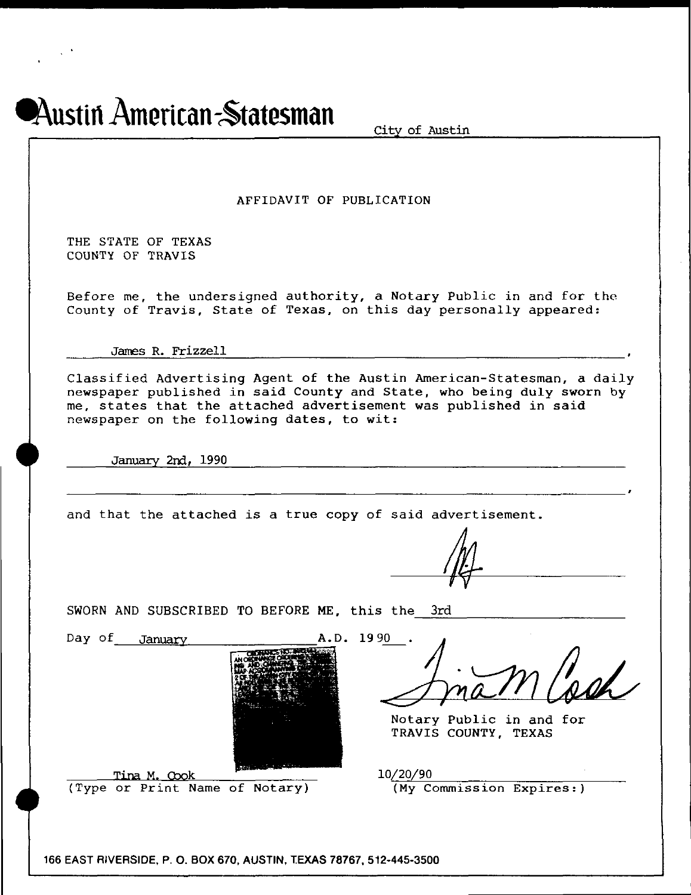# Austin American-Statesman

City of Austin

AFFIDAVIT OF PUBLICATION

THE STATE OF TEXAS
COUNTY OF TRAVIS

Before me, the undersigned authority, a Notary Public in and for the County of Travis, State of Texas, on this day personally appeared:

James R. Frizzell,

Classified Advertising Agent of the Austin American-Statesman, a daily newspaper published in said County and State, who being duly sworn by me, states that the attached advertisement was published in said newspaper on the following dates, to wit:

January 2nd, 1990

and that the attached is a true copy of said advertisement.

SWORN AND SUBSCRIBED TO BEFORE ME, this the 3rd

Day of January A.D. 1990.

Notary Public in and for
TRAVIS COUNTY, TEXAS

Tina M. Cook
(Type or Print Name of Notary)

10/20/90
(My Commission Expires:)

166 EAST RIVERSIDE, P. O. BOX 670, AUSTIN, TEXAS 78767, 512-445-3500